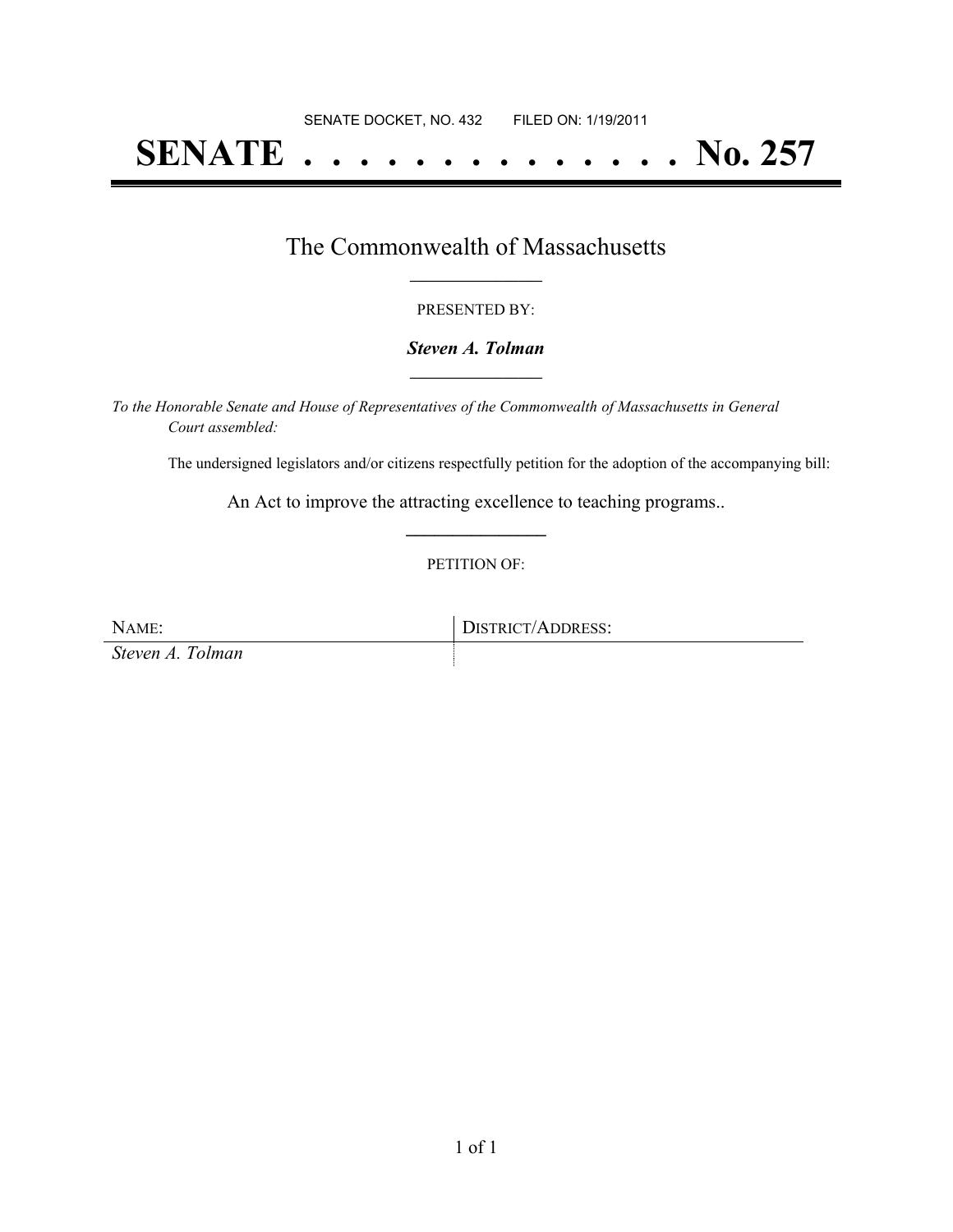SENATE DOCKET, NO. 432        FILED ON: 1/19/2011

# SENATE . . . . . . . . . . . . . . . No. 257

## The Commonwealth of Massachusetts

PRESENTED BY:

***Steven A. Tolman***

*To the Honorable Senate and House of Representatives of the Commonwealth of Massachusetts in General Court assembled:*

The undersigned legislators and/or citizens respectfully petition for the adoption of the accompanying bill:

An Act to improve the attracting excellence to teaching programs..

PETITION OF:

| NAME: | DISTRICT/ADDRESS: |
| --- | --- |
| *Steven A. Tolman* | |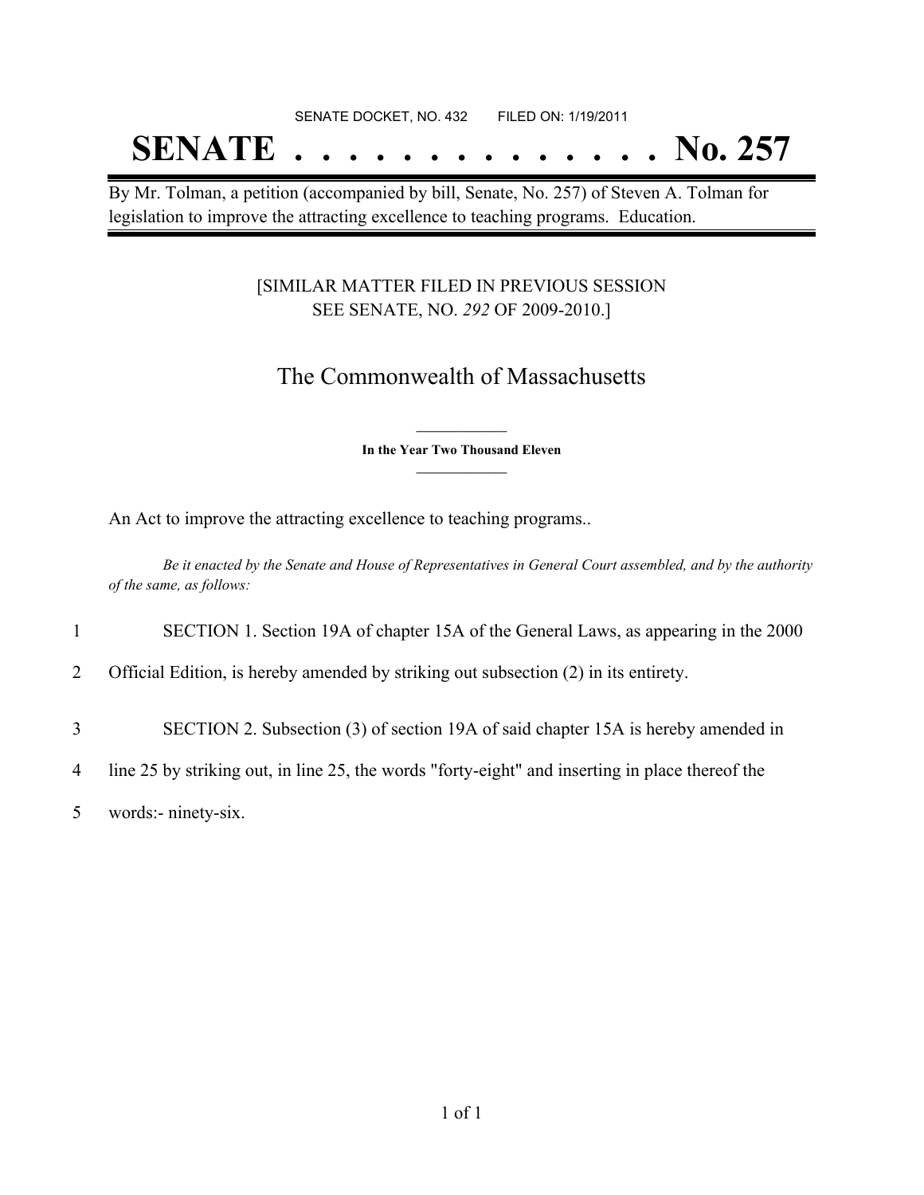SENATE DOCKET, NO. 432        FILED ON: 1/19/2011

# SENATE . . . . . . . . . . . . . . No. 257

By Mr. Tolman, a petition (accompanied by bill, Senate, No. 257) of Steven A. Tolman for legislation to improve the attracting excellence to teaching programs. Education.

[SIMILAR MATTER FILED IN PREVIOUS SESSION SEE SENATE, NO. *292* OF 2009-2010.]

## The Commonwealth of Massachusetts

**In the Year Two Thousand Eleven**

An Act to improve the attracting excellence to teaching programs..

*Be it enacted by the Senate and House of Representatives in General Court assembled, and by the authority of the same, as follows:*

1 SECTION 1. Section 19A of chapter 15A of the General Laws, as appearing in the 2000

2 Official Edition, is hereby amended by striking out subsection (2) in its entirety.

3 SECTION 2. Subsection (3) of section 19A of said chapter 15A is hereby amended in

4 line 25 by striking out, in line 25, the words "forty-eight" and inserting in place thereof the

5 words:- ninety-six.